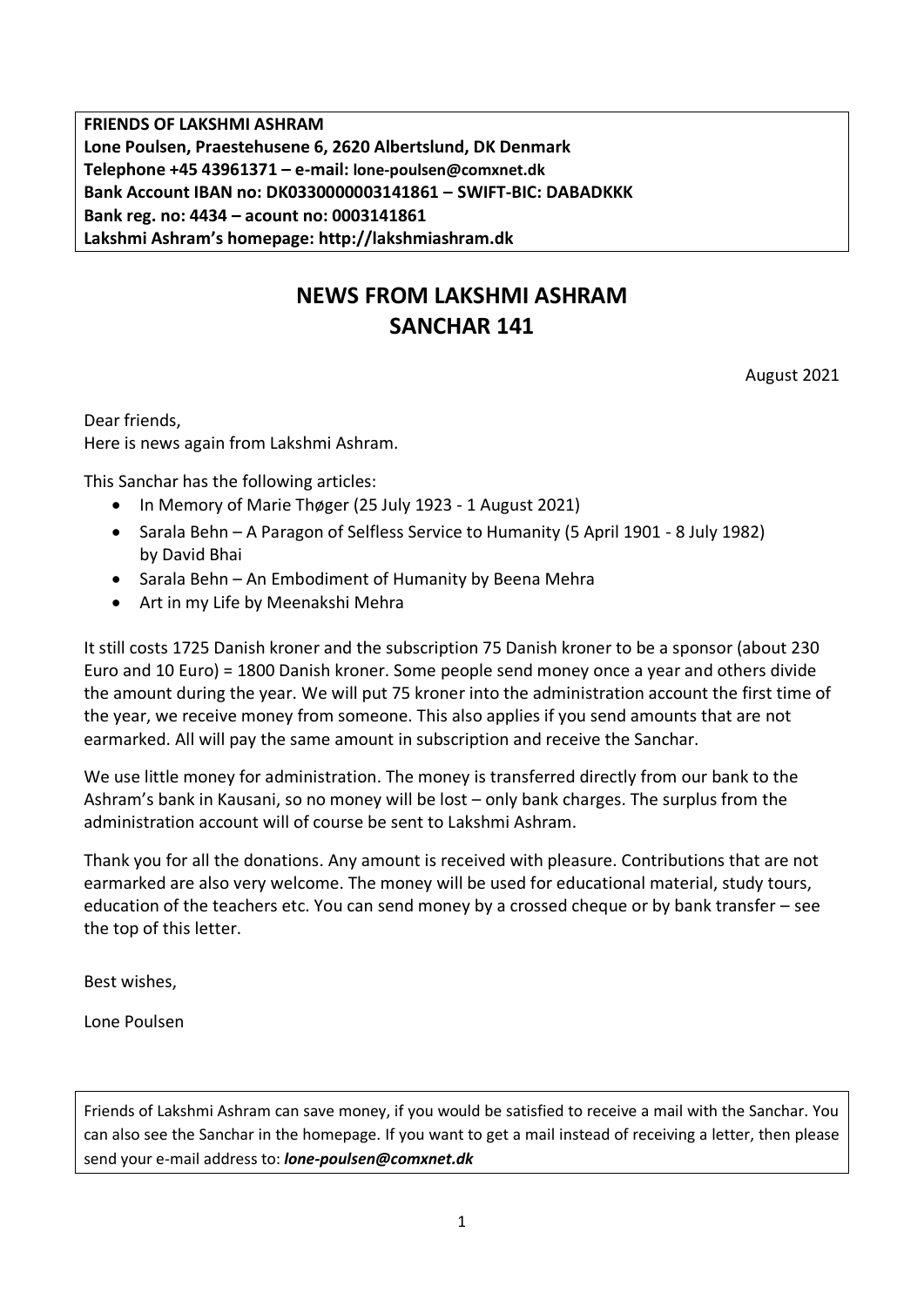**FRIENDS OF LAKSHMI ASHRAM**
**Lone Poulsen, Praestehusene 6, 2620 Albertslund, DK Denmark**
**Telephone +45 43961371 – e-mail: lone-poulsen@comxnet.dk**
**Bank Account IBAN no: DK0330000003141861 – SWIFT-BIC: DABADKKK**
**Bank reg. no: 4434 – acount no: 0003141861**
**Lakshmi Ashram's homepage: http://lakshmiashram.dk**

# NEWS FROM LAKSHMI ASHRAM
# SANCHAR 141

August 2021

Dear friends,
Here is news again from Lakshmi Ashram.

This Sanchar has the following articles:

- In Memory of Marie Thøger (25 July 1923 - 1 August 2021)
- Sarala Behn – A Paragon of Selfless Service to Humanity (5 April 1901 - 8 July 1982) by David Bhai
- Sarala Behn – An Embodiment of Humanity by Beena Mehra
- Art in my Life by Meenakshi Mehra

It still costs 1725 Danish kroner and the subscription 75 Danish kroner to be a sponsor (about 230 Euro and 10 Euro) = 1800 Danish kroner. Some people send money once a year and others divide the amount during the year. We will put 75 kroner into the administration account the first time of the year, we receive money from someone. This also applies if you send amounts that are not earmarked. All will pay the same amount in subscription and receive the Sanchar.

We use little money for administration. The money is transferred directly from our bank to the Ashram's bank in Kausani, so no money will be lost – only bank charges. The surplus from the administration account will of course be sent to Lakshmi Ashram.

Thank you for all the donations. Any amount is received with pleasure. Contributions that are not earmarked are also very welcome. The money will be used for educational material, study tours, education of the teachers etc. You can send money by a crossed cheque or by bank transfer – see the top of this letter.

Best wishes,

Lone Poulsen

Friends of Lakshmi Ashram can save money, if you would be satisfied to receive a mail with the Sanchar. You can also see the Sanchar in the homepage. If you want to get a mail instead of receiving a letter, then please send your e-mail address to: ***lone-poulsen@comxnet.dk***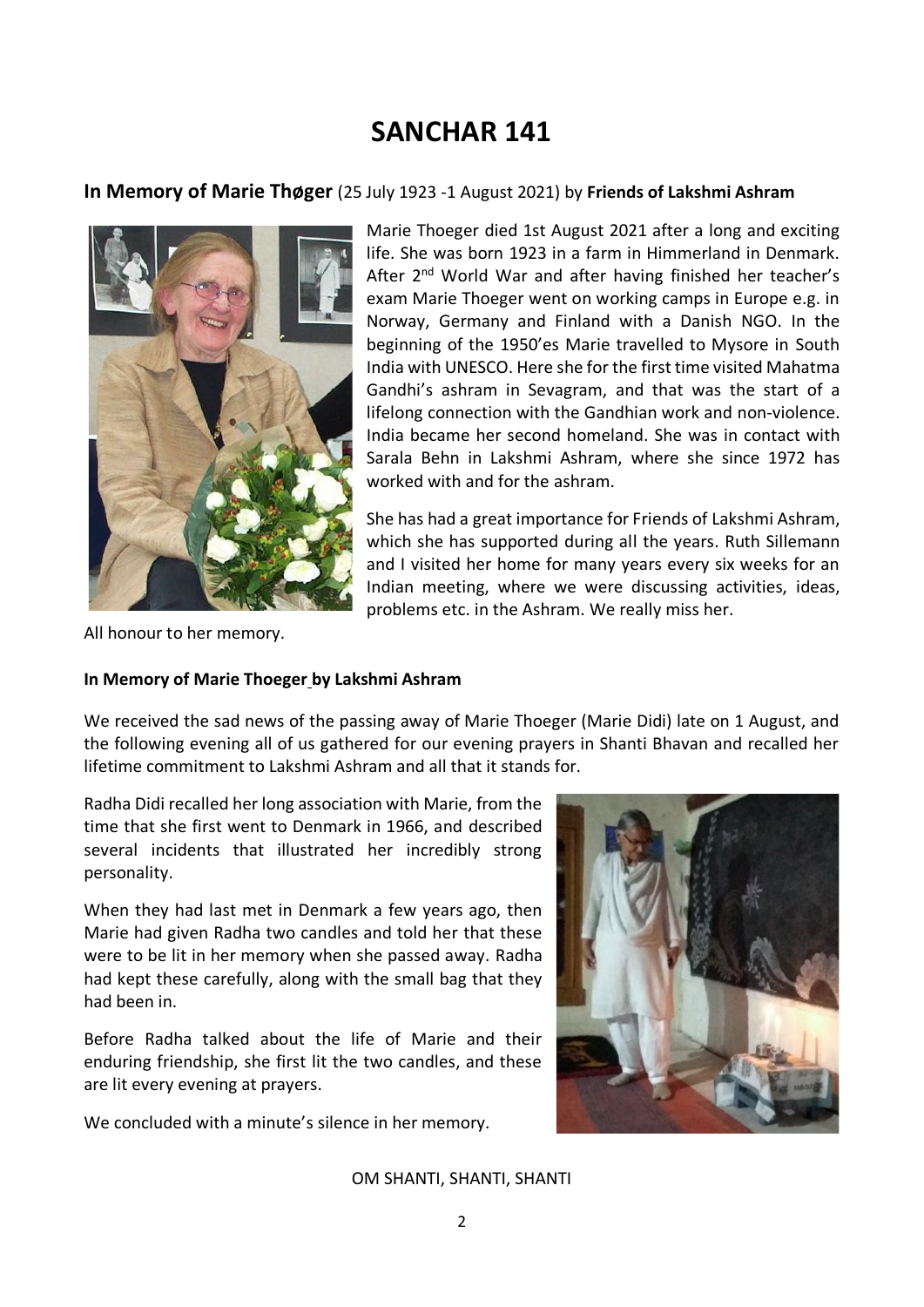# SANCHAR 141

## In Memory of Marie Thøger (25 July 1923 -1 August 2021) by **Friends of Lakshmi Ashram**

Marie Thoeger died 1st August 2021 after a long and exciting life. She was born 1923 in a farm in Himmerland in Denmark. After 2nd World War and after having finished her teacher's exam Marie Thoeger went on working camps in Europe e.g. in Norway, Germany and Finland with a Danish NGO. In the beginning of the 1950'es Marie travelled to Mysore in South India with UNESCO. Here she for the first time visited Mahatma Gandhi's ashram in Sevagram, and that was the start of a lifelong connection with the Gandhian work and non-violence. India became her second homeland. She was in contact with Sarala Behn in Lakshmi Ashram, where she since 1972 has worked with and for the ashram.

She has had a great importance for Friends of Lakshmi Ashram, which she has supported during all the years. Ruth Sillemann and I visited her home for many years every six weeks for an Indian meeting, where we were discussing activities, ideas, problems etc. in the Ashram. We really miss her.

All honour to her memory.

**In Memory of Marie Thoeger by Lakshmi Ashram**

We received the sad news of the passing away of Marie Thoeger (Marie Didi) late on 1 August, and the following evening all of us gathered for our evening prayers in Shanti Bhavan and recalled her lifetime commitment to Lakshmi Ashram and all that it stands for.

Radha Didi recalled her long association with Marie, from the time that she first went to Denmark in 1966, and described several incidents that illustrated her incredibly strong personality.

When they had last met in Denmark a few years ago, then Marie had given Radha two candles and told her that these were to be lit in her memory when she passed away. Radha had kept these carefully, along with the small bag that they had been in.

Before Radha talked about the life of Marie and their enduring friendship, she first lit the two candles, and these are lit every evening at prayers.

We concluded with a minute's silence in her memory.

OM SHANTI, SHANTI, SHANTI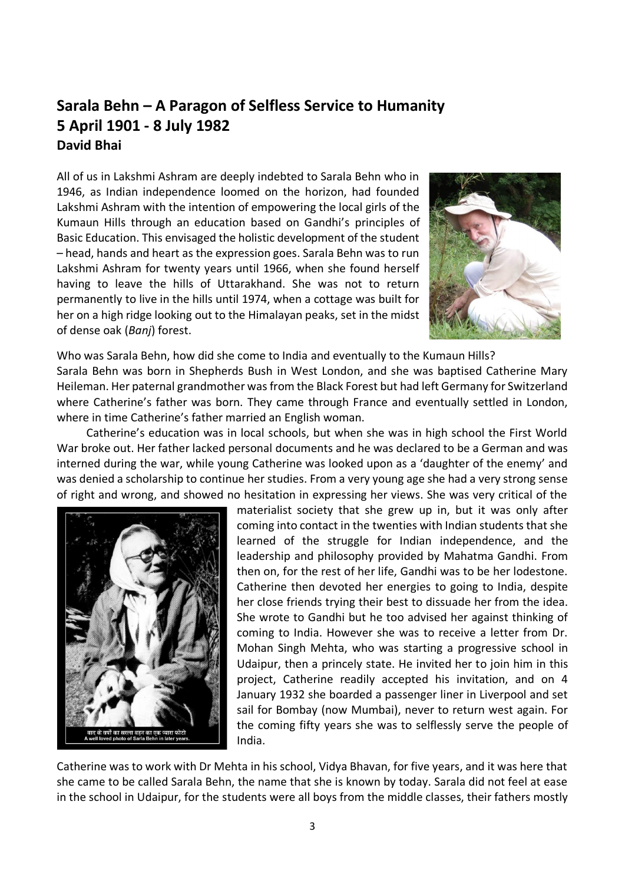## Sarala Behn – A Paragon of Selfless Service to Humanity
## 5 April 1901 - 8 July 1982
### David Bhai

All of us in Lakshmi Ashram are deeply indebted to Sarala Behn who in 1946, as Indian independence loomed on the horizon, had founded Lakshmi Ashram with the intention of empowering the local girls of the Kumaun Hills through an education based on Gandhi's principles of Basic Education. This envisaged the holistic development of the student – head, hands and heart as the expression goes. Sarala Behn was to run Lakshmi Ashram for twenty years until 1966, when she found herself having to leave the hills of Uttarakhand. She was not to return permanently to live in the hills until 1974, when a cottage was built for her on a high ridge looking out to the Himalayan peaks, set in the midst of dense oak (*Banj*) forest.

Who was Sarala Behn, how did she come to India and eventually to the Kumaun Hills?

Sarala Behn was born in Shepherds Bush in West London, and she was baptised Catherine Mary Heileman. Her paternal grandmother was from the Black Forest but had left Germany for Switzerland where Catherine's father was born. They came through France and eventually settled in London, where in time Catherine's father married an English woman.

Catherine's education was in local schools, but when she was in high school the First World War broke out. Her father lacked personal documents and he was declared to be a German and was interned during the war, while young Catherine was looked upon as a 'daughter of the enemy' and was denied a scholarship to continue her studies. From a very young age she had a very strong sense of right and wrong, and showed no hesitation in expressing her views. She was very critical of the materialist society that she grew up in, but it was only after coming into contact in the twenties with Indian students that she learned of the struggle for Indian independence, and the leadership and philosophy provided by Mahatma Gandhi. From then on, for the rest of her life, Gandhi was to be her lodestone. Catherine then devoted her energies to going to India, despite her close friends trying their best to dissuade her from the idea. She wrote to Gandhi but he too advised her against thinking of coming to India. However she was to receive a letter from Dr. Mohan Singh Mehta, who was starting a progressive school in Udaipur, then a princely state. He invited her to join him in this project, Catherine readily accepted his invitation, and on 4 January 1932 she boarded a passenger liner in Liverpool and set sail for Bombay (now Mumbai), never to return west again. For the coming fifty years she was to selflessly serve the people of India.

बाद के वर्षों का सरला बहन का एक प्यारा फोटो
A well loved photo of Sarla Behn in later years.

Catherine was to work with Dr Mehta in his school, Vidya Bhavan, for five years, and it was here that she came to be called Sarala Behn, the name that she is known by today. Sarala did not feel at ease in the school in Udaipur, for the students were all boys from the middle classes, their fathers mostly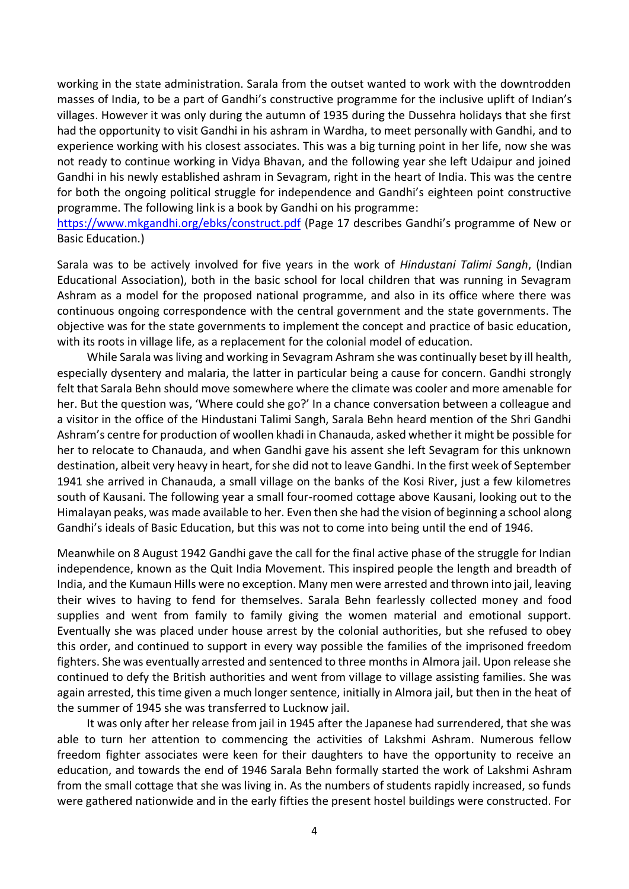working in the state administration. Sarala from the outset wanted to work with the downtrodden masses of India, to be a part of Gandhi's constructive programme for the inclusive uplift of Indian's villages. However it was only during the autumn of 1935 during the Dussehra holidays that she first had the opportunity to visit Gandhi in his ashram in Wardha, to meet personally with Gandhi, and to experience working with his closest associates. This was a big turning point in her life, now she was not ready to continue working in Vidya Bhavan, and the following year she left Udaipur and joined Gandhi in his newly established ashram in Sevagram, right in the heart of India. This was the centre for both the ongoing political struggle for independence and Gandhi's eighteen point constructive programme. The following link is a book by Gandhi on his programme:
https://www.mkgandhi.org/ebks/construct.pdf (Page 17 describes Gandhi's programme of New or Basic Education.)

Sarala was to be actively involved for five years in the work of *Hindustani Talimi Sangh*, (Indian Educational Association), both in the basic school for local children that was running in Sevagram Ashram as a model for the proposed national programme, and also in its office where there was continuous ongoing correspondence with the central government and the state governments. The objective was for the state governments to implement the concept and practice of basic education, with its roots in village life, as a replacement for the colonial model of education.

While Sarala was living and working in Sevagram Ashram she was continually beset by ill health, especially dysentery and malaria, the latter in particular being a cause for concern. Gandhi strongly felt that Sarala Behn should move somewhere where the climate was cooler and more amenable for her. But the question was, 'Where could she go?' In a chance conversation between a colleague and a visitor in the office of the Hindustani Talimi Sangh, Sarala Behn heard mention of the Shri Gandhi Ashram's centre for production of woollen khadi in Chanauda, asked whether it might be possible for her to relocate to Chanauda, and when Gandhi gave his assent she left Sevagram for this unknown destination, albeit very heavy in heart, for she did not to leave Gandhi. In the first week of September 1941 she arrived in Chanauda, a small village on the banks of the Kosi River, just a few kilometres south of Kausani. The following year a small four-roomed cottage above Kausani, looking out to the Himalayan peaks, was made available to her. Even then she had the vision of beginning a school along Gandhi's ideals of Basic Education, but this was not to come into being until the end of 1946.

Meanwhile on 8 August 1942 Gandhi gave the call for the final active phase of the struggle for Indian independence, known as the Quit India Movement. This inspired people the length and breadth of India, and the Kumaun Hills were no exception. Many men were arrested and thrown into jail, leaving their wives to having to fend for themselves. Sarala Behn fearlessly collected money and food supplies and went from family to family giving the women material and emotional support. Eventually she was placed under house arrest by the colonial authorities, but she refused to obey this order, and continued to support in every way possible the families of the imprisoned freedom fighters. She was eventually arrested and sentenced to three months in Almora jail. Upon release she continued to defy the British authorities and went from village to village assisting families. She was again arrested, this time given a much longer sentence, initially in Almora jail, but then in the heat of the summer of 1945 she was transferred to Lucknow jail.

It was only after her release from jail in 1945 after the Japanese had surrendered, that she was able to turn her attention to commencing the activities of Lakshmi Ashram. Numerous fellow freedom fighter associates were keen for their daughters to have the opportunity to receive an education, and towards the end of 1946 Sarala Behn formally started the work of Lakshmi Ashram from the small cottage that she was living in. As the numbers of students rapidly increased, so funds were gathered nationwide and in the early fifties the present hostel buildings were constructed. For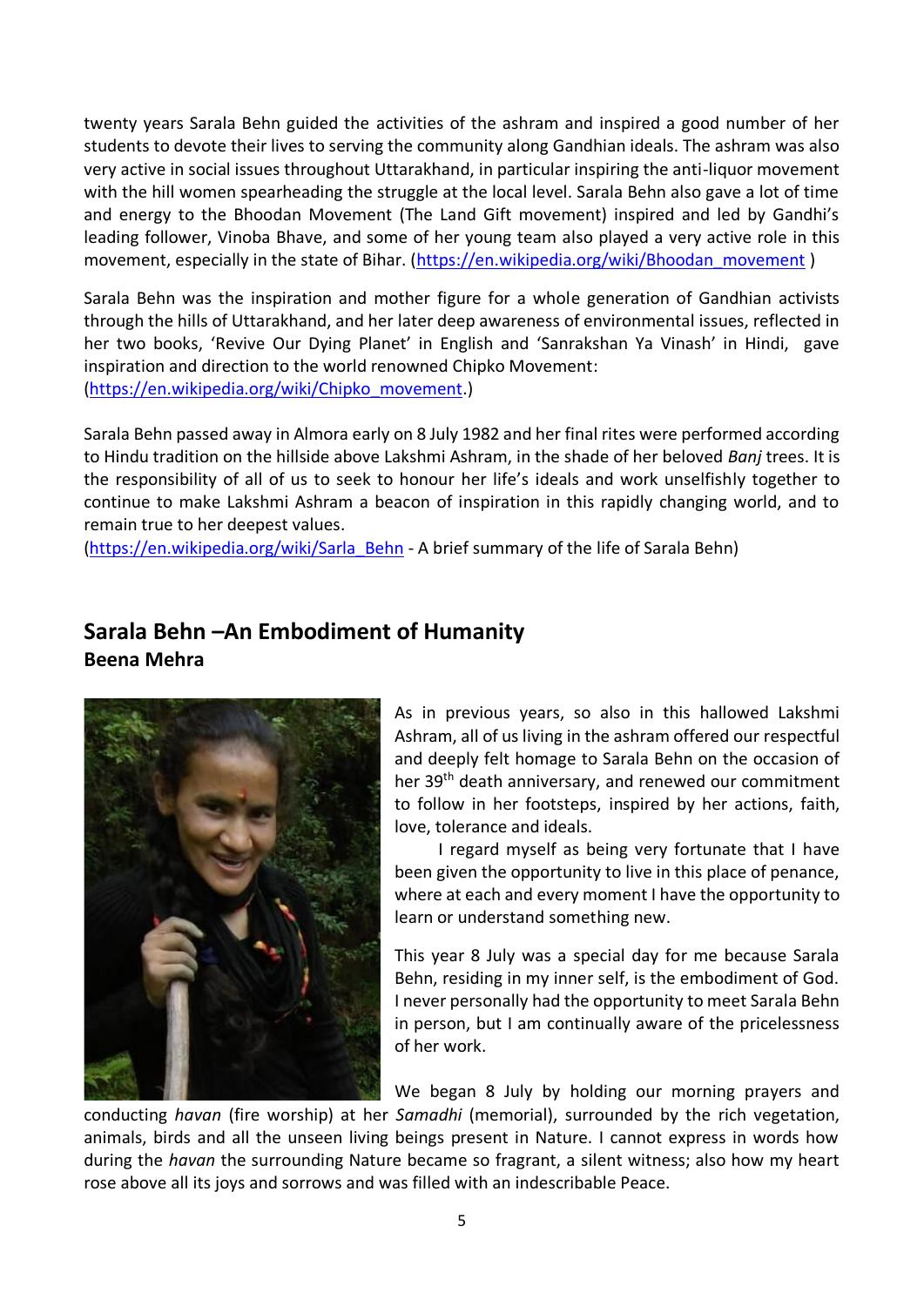twenty years Sarala Behn guided the activities of the ashram and inspired a good number of her students to devote their lives to serving the community along Gandhian ideals. The ashram was also very active in social issues throughout Uttarakhand, in particular inspiring the anti-liquor movement with the hill women spearheading the struggle at the local level. Sarala Behn also gave a lot of time and energy to the Bhoodan Movement (The Land Gift movement) inspired and led by Gandhi's leading follower, Vinoba Bhave, and some of her young team also played a very active role in this movement, especially in the state of Bihar. (https://en.wikipedia.org/wiki/Bhoodan_movement )

Sarala Behn was the inspiration and mother figure for a whole generation of Gandhian activists through the hills of Uttarakhand, and her later deep awareness of environmental issues, reflected in her two books, 'Revive Our Dying Planet' in English and 'Sanrakshan Ya Vinash' in Hindi, gave inspiration and direction to the world renowned Chipko Movement: (https://en.wikipedia.org/wiki/Chipko_movement.)

Sarala Behn passed away in Almora early on 8 July 1982 and her final rites were performed according to Hindu tradition on the hillside above Lakshmi Ashram, in the shade of her beloved *Banj* trees. It is the responsibility of all of us to seek to honour her life's ideals and work unselfishly together to continue to make Lakshmi Ashram a beacon of inspiration in this rapidly changing world, and to remain true to her deepest values.
(https://en.wikipedia.org/wiki/Sarla_Behn - A brief summary of the life of Sarala Behn)

## Sarala Behn –An Embodiment of Humanity

**Beena Mehra**

As in previous years, so also in this hallowed Lakshmi Ashram, all of us living in the ashram offered our respectful and deeply felt homage to Sarala Behn on the occasion of her 39th death anniversary, and renewed our commitment to follow in her footsteps, inspired by her actions, faith, love, tolerance and ideals.

I regard myself as being very fortunate that I have been given the opportunity to live in this place of penance, where at each and every moment I have the opportunity to learn or understand something new.

This year 8 July was a special day for me because Sarala Behn, residing in my inner self, is the embodiment of God. I never personally had the opportunity to meet Sarala Behn in person, but I am continually aware of the pricelessness of her work.

We began 8 July by holding our morning prayers and conducting *havan* (fire worship) at her *Samadhi* (memorial), surrounded by the rich vegetation, animals, birds and all the unseen living beings present in Nature. I cannot express in words how during the *havan* the surrounding Nature became so fragrant, a silent witness; also how my heart rose above all its joys and sorrows and was filled with an indescribable Peace.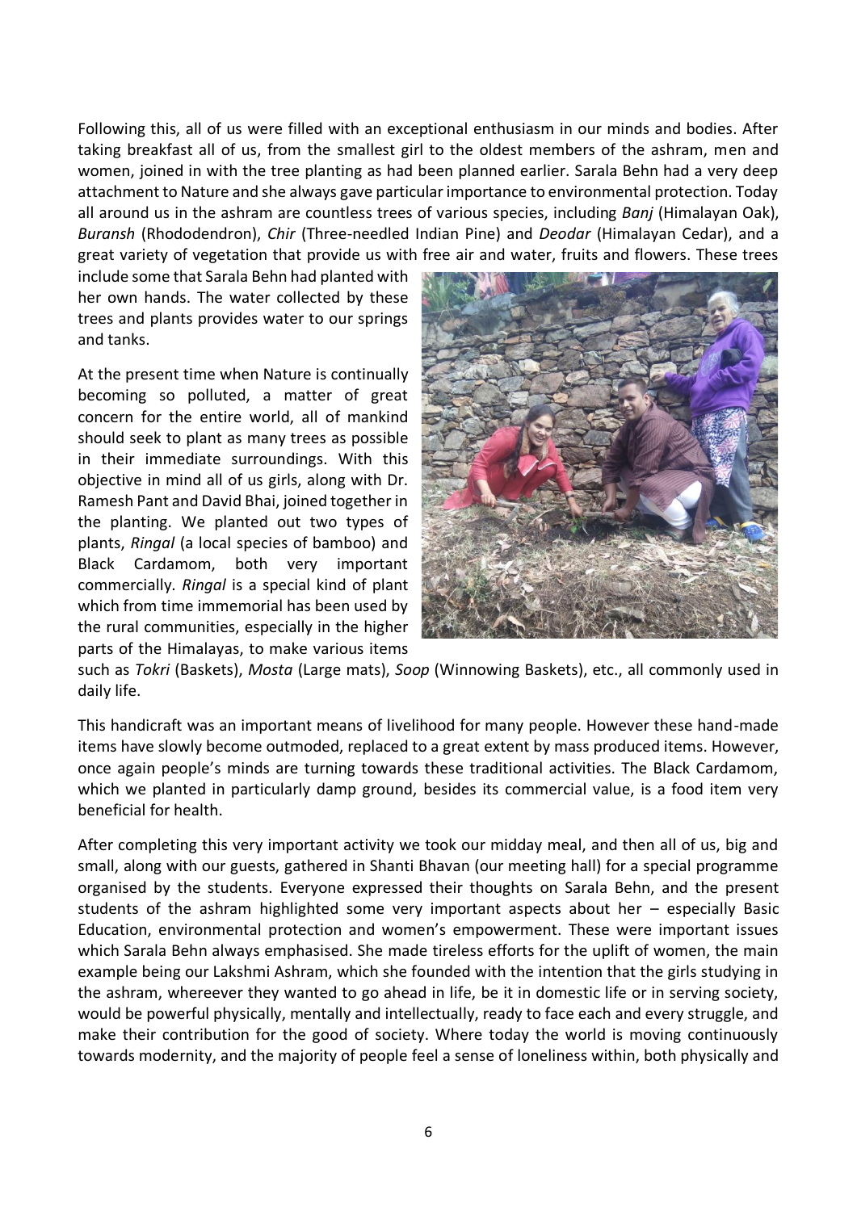Following this, all of us were filled with an exceptional enthusiasm in our minds and bodies. After taking breakfast all of us, from the smallest girl to the oldest members of the ashram, men and women, joined in with the tree planting as had been planned earlier. Sarala Behn had a very deep attachment to Nature and she always gave particular importance to environmental protection. Today all around us in the ashram are countless trees of various species, including *Banj* (Himalayan Oak), *Buransh* (Rhododendron), *Chir* (Three-needled Indian Pine) and *Deodar* (Himalayan Cedar), and a great variety of vegetation that provide us with free air and water, fruits and flowers. These trees include some that Sarala Behn had planted with her own hands. The water collected by these trees and plants provides water to our springs and tanks.

At the present time when Nature is continually becoming so polluted, a matter of great concern for the entire world, all of mankind should seek to plant as many trees as possible in their immediate surroundings. With this objective in mind all of us girls, along with Dr. Ramesh Pant and David Bhai, joined together in the planting. We planted out two types of plants, *Ringal* (a local species of bamboo) and Black Cardamom, both very important commercially. *Ringal* is a special kind of plant which from time immemorial has been used by the rural communities, especially in the higher parts of the Himalayas, to make various items such as *Tokri* (Baskets), *Mosta* (Large mats), *Soop* (Winnowing Baskets), etc., all commonly used in daily life.

This handicraft was an important means of livelihood for many people. However these hand-made items have slowly become outmoded, replaced to a great extent by mass produced items. However, once again people's minds are turning towards these traditional activities. The Black Cardamom, which we planted in particularly damp ground, besides its commercial value, is a food item very beneficial for health.

After completing this very important activity we took our midday meal, and then all of us, big and small, along with our guests, gathered in Shanti Bhavan (our meeting hall) for a special programme organised by the students. Everyone expressed their thoughts on Sarala Behn, and the present students of the ashram highlighted some very important aspects about her – especially Basic Education, environmental protection and women's empowerment. These were important issues which Sarala Behn always emphasised. She made tireless efforts for the uplift of women, the main example being our Lakshmi Ashram, which she founded with the intention that the girls studying in the ashram, whereever they wanted to go ahead in life, be it in domestic life or in serving society, would be powerful physically, mentally and intellectually, ready to face each and every struggle, and make their contribution for the good of society. Where today the world is moving continuously towards modernity, and the majority of people feel a sense of loneliness within, both physically and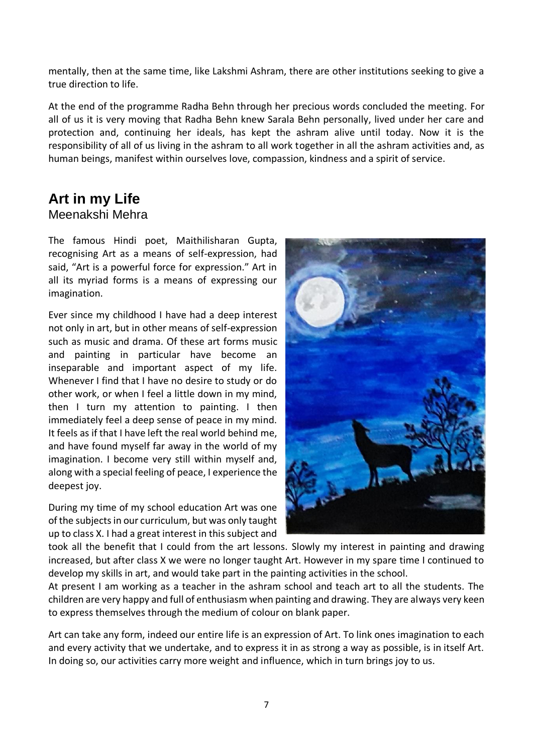mentally, then at the same time, like Lakshmi Ashram, there are other institutions seeking to give a true direction to life.

At the end of the programme Radha Behn through her precious words concluded the meeting. For all of us it is very moving that Radha Behn knew Sarala Behn personally, lived under her care and protection and, continuing her ideals, has kept the ashram alive until today. Now it is the responsibility of all of us living in the ashram to all work together in all the ashram activities and, as human beings, manifest within ourselves love, compassion, kindness and a spirit of service.

## Art in my Life

Meenakshi Mehra

The famous Hindi poet, Maithilisharan Gupta, recognising Art as a means of self-expression, had said, "Art is a powerful force for expression." Art in all its myriad forms is a means of expressing our imagination.

Ever since my childhood I have had a deep interest not only in art, but in other means of self-expression such as music and drama. Of these art forms music and painting in particular have become an inseparable and important aspect of my life. Whenever I find that I have no desire to study or do other work, or when I feel a little down in my mind, then I turn my attention to painting. I then immediately feel a deep sense of peace in my mind. It feels as if that I have left the real world behind me, and have found myself far away in the world of my imagination. I become very still within myself and, along with a special feeling of peace, I experience the deepest joy.

During my time of my school education Art was one of the subjects in our curriculum, but was only taught up to class X. I had a great interest in this subject and took all the benefit that I could from the art lessons. Slowly my interest in painting and drawing increased, but after class X we were no longer taught Art. However in my spare time I continued to develop my skills in art, and would take part in the painting activities in the school.

At present I am working as a teacher in the ashram school and teach art to all the students. The children are very happy and full of enthusiasm when painting and drawing. They are always very keen to express themselves through the medium of colour on blank paper.

Art can take any form, indeed our entire life is an expression of Art. To link ones imagination to each and every activity that we undertake, and to express it in as strong a way as possible, is in itself Art. In doing so, our activities carry more weight and influence, which in turn brings joy to us.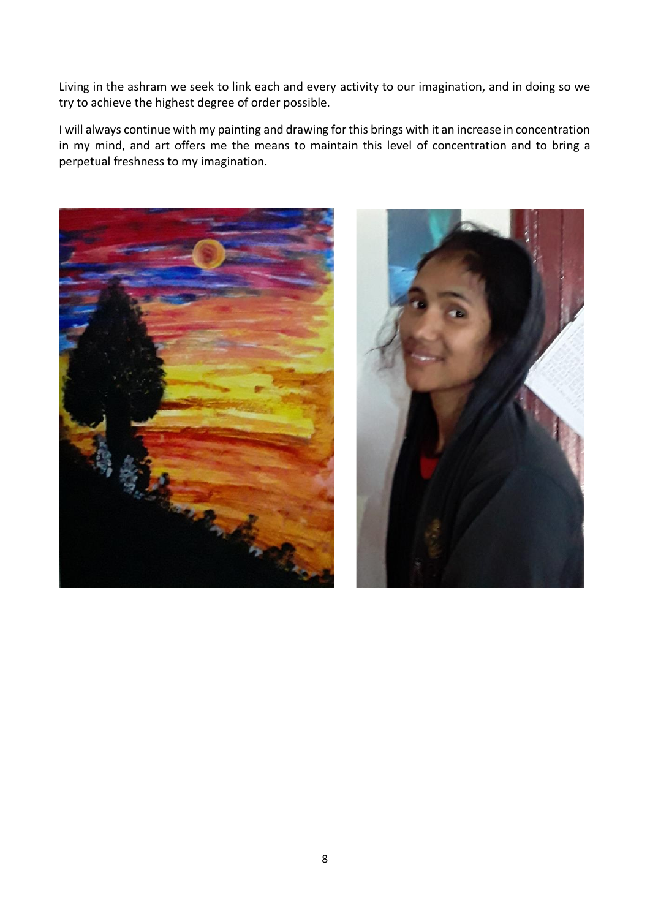Living in the ashram we seek to link each and every activity to our imagination, and in doing so we try to achieve the highest degree of order possible.

I will always continue with my painting and drawing for this brings with it an increase in concentration in my mind, and art offers me the means to maintain this level of concentration and to bring a perpetual freshness to my imagination.